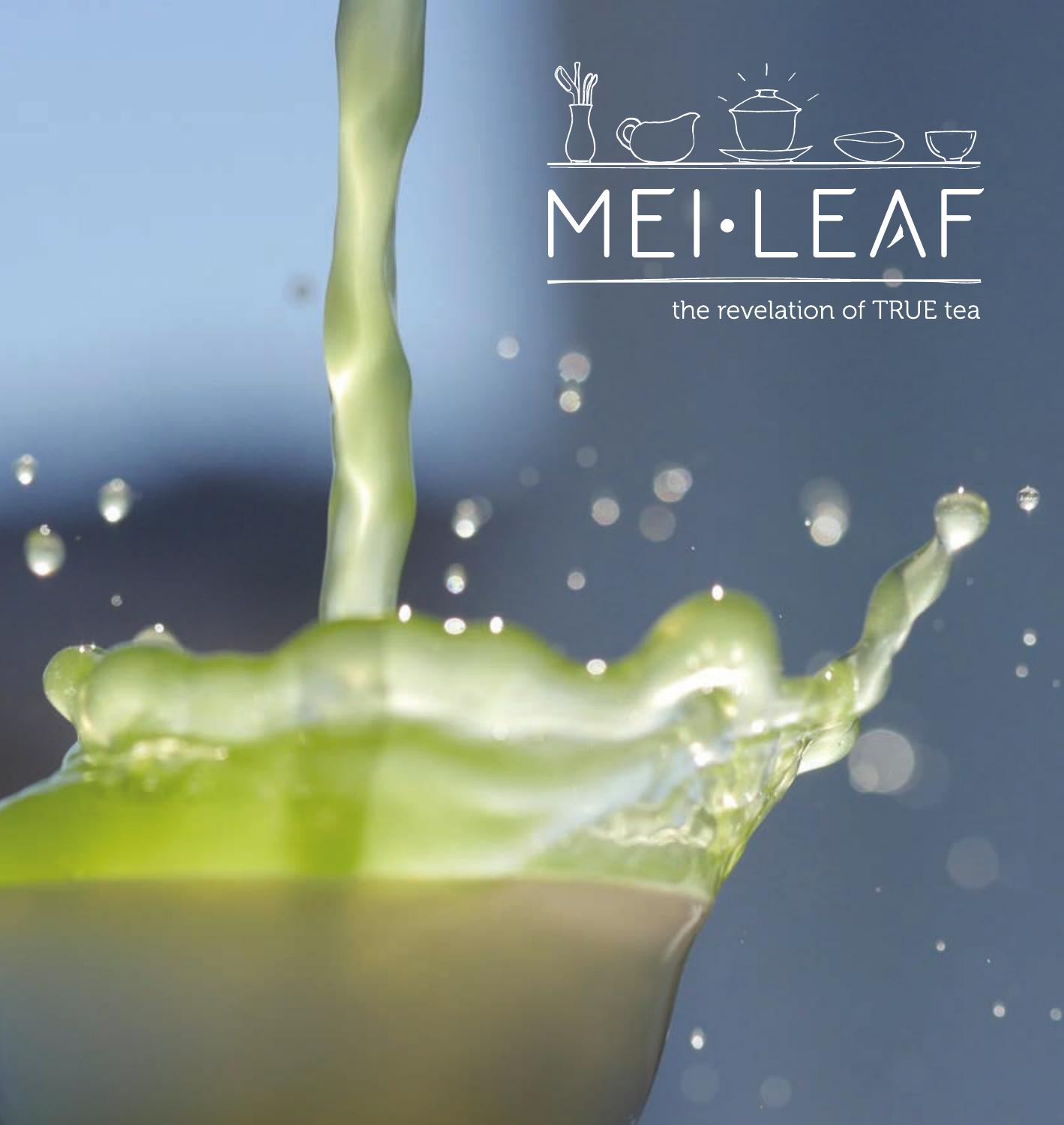# MEI·LEAF

the revelation of TRUE tea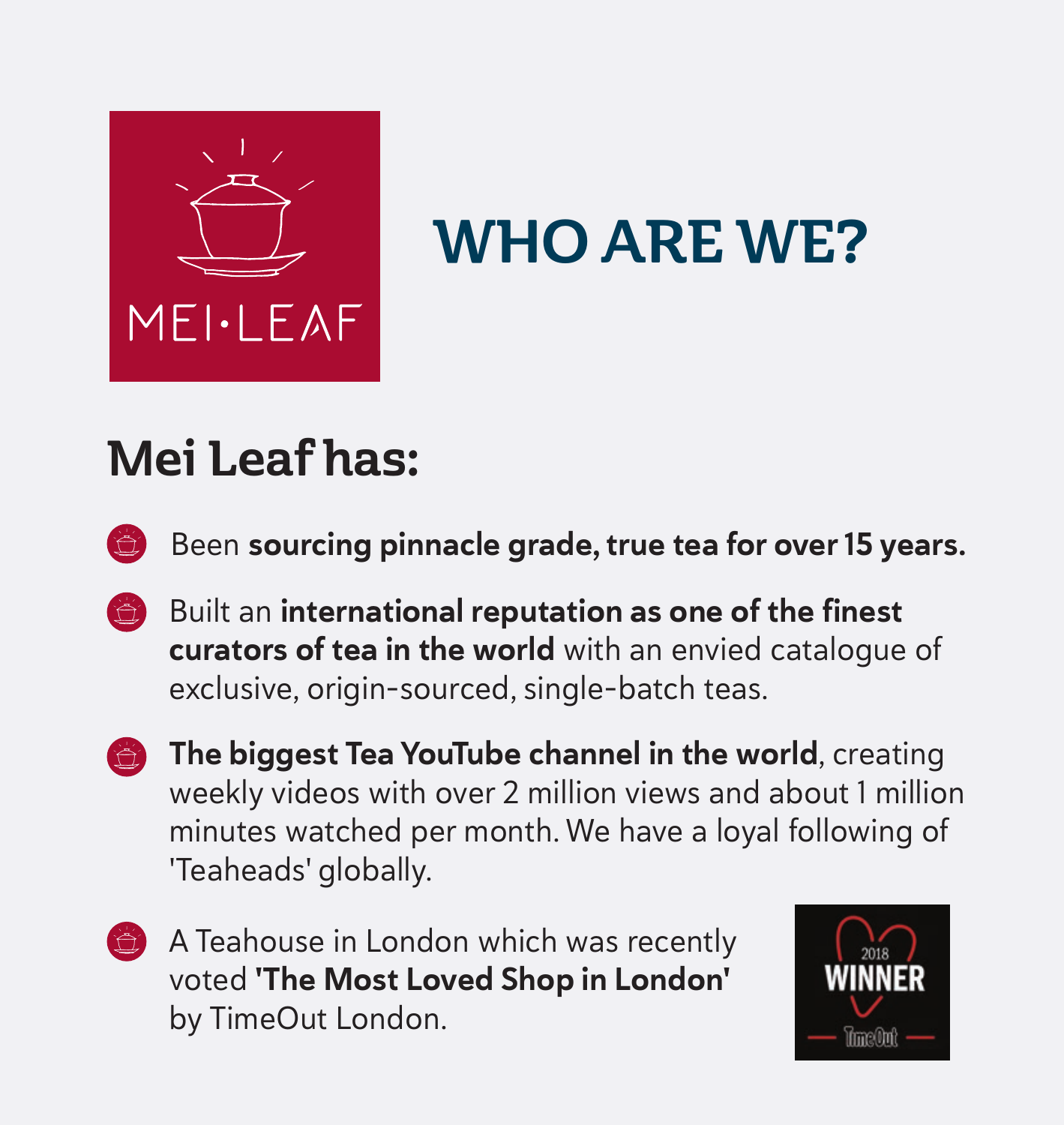MEI·LEAF

# WHO ARE WE?

## Mei Leaf has:

- Been **sourcing pinnacle grade, true tea for over 15 years.**
- Built an **international reputation as one of the finest curators of tea in the world** with an envied catalogue of exclusive, origin-sourced, single-batch teas.
- **The biggest Tea YouTube channel in the world**, creating weekly videos with over 2 million views and about 1 million minutes watched per month. We have a loyal following of 'Teaheads' globally.
- A Teahouse in London which was recently voted **'The Most Loved Shop in London'** by TimeOut London.

2018 WINNER TimeOut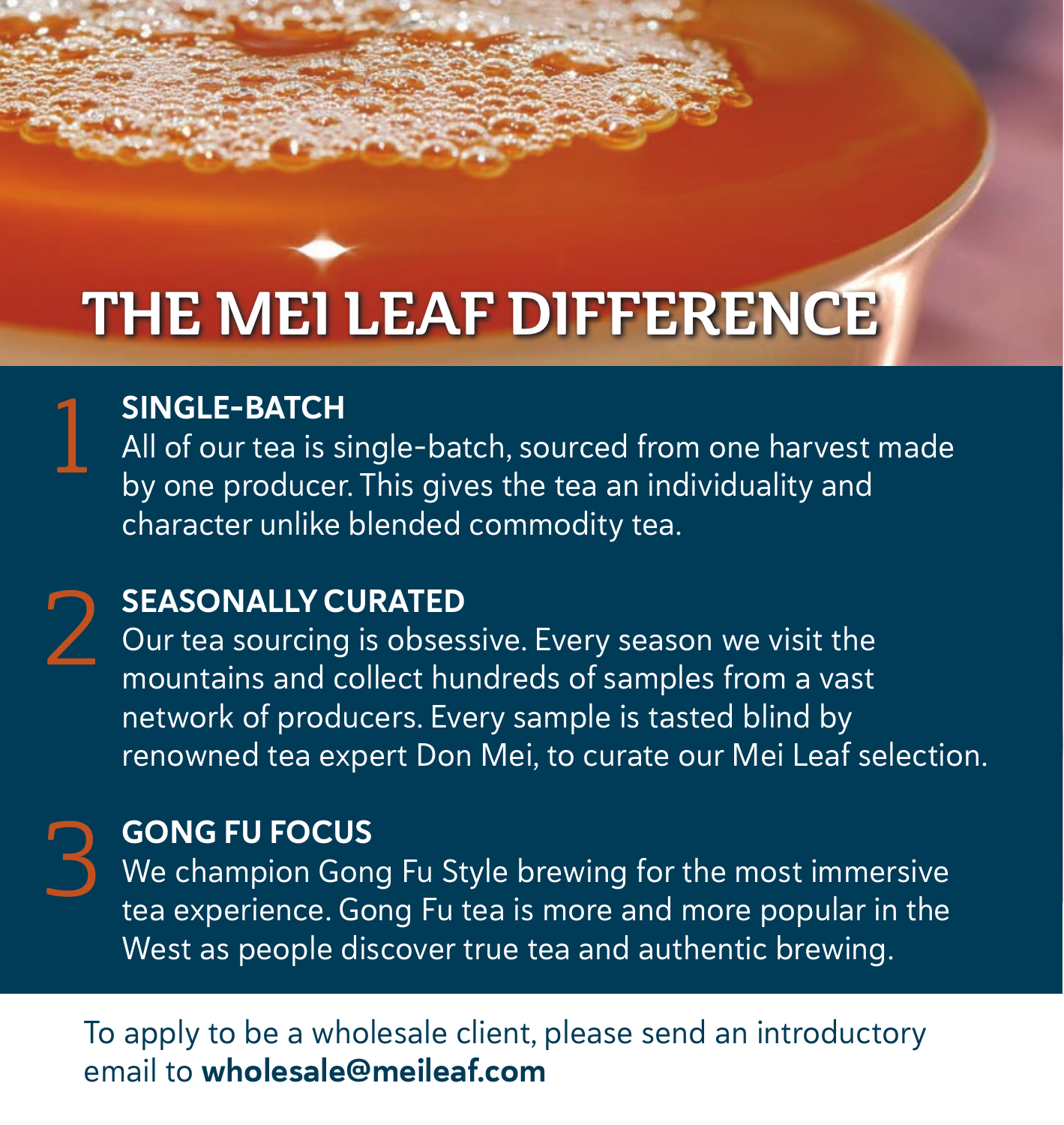# THE MEI LEAF DIFFERENCE

1. **SINGLE-BATCH**
   All of our tea is single-batch, sourced from one harvest made by one producer. This gives the tea an individuality and character unlike blended commodity tea.

2. **SEASONALLY CURATED**
   Our tea sourcing is obsessive. Every season we visit the mountains and collect hundreds of samples from a vast network of producers. Every sample is tasted blind by renowned tea expert Don Mei, to curate our Mei Leaf selection.

3. **GONG FU FOCUS**
   We champion Gong Fu Style brewing for the most immersive tea experience. Gong Fu tea is more and more popular in the West as people discover true tea and authentic brewing.

To apply to be a wholesale client, please send an introductory email to **wholesale@meileaf.com**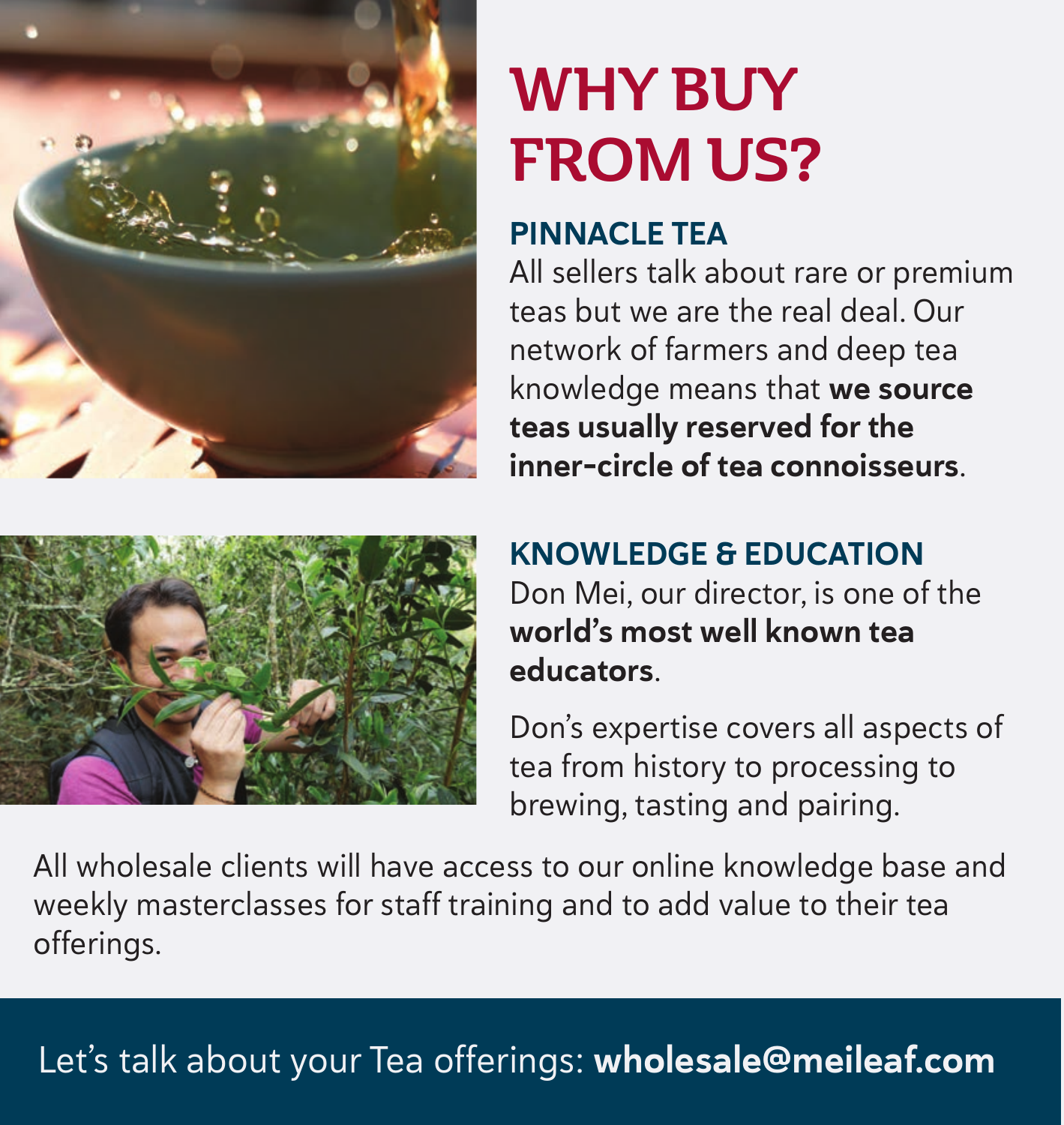# WHY BUY FROM US?

## PINNACLE TEA

All sellers talk about rare or premium teas but we are the real deal. Our network of farmers and deep tea knowledge means that **we source teas usually reserved for the inner-circle of tea connoisseurs**.

## KNOWLEDGE & EDUCATION

Don Mei, our director, is one of the **world's most well known tea educators**.

Don's expertise covers all aspects of tea from history to processing to brewing, tasting and pairing.

All wholesale clients will have access to our online knowledge base and weekly masterclasses for staff training and to add value to their tea offerings.

Let's talk about your Tea offerings: **wholesale@meileaf.com**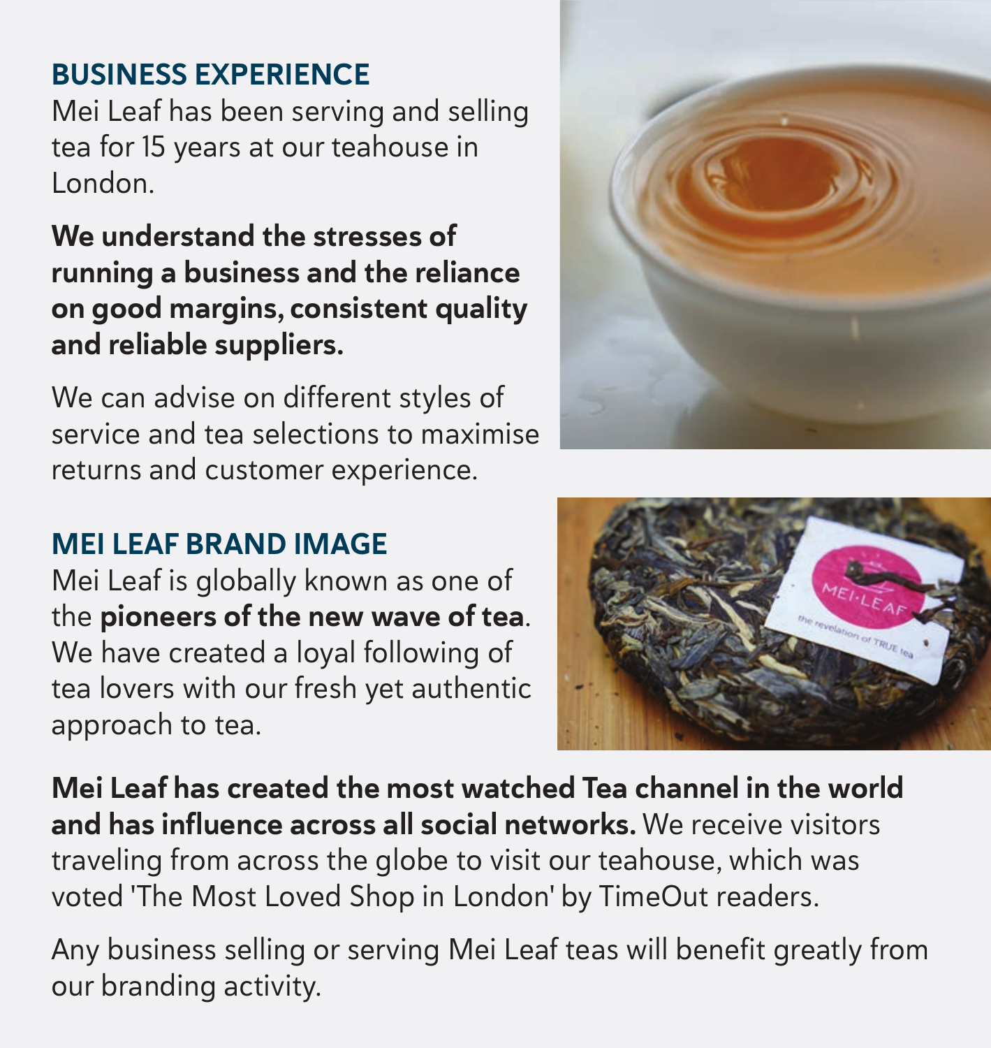## BUSINESS EXPERIENCE

Mei Leaf has been serving and selling tea for 15 years at our teahouse in London.

**We understand the stresses of running a business and the reliance on good margins, consistent quality and reliable suppliers.**

We can advise on different styles of service and tea selections to maximise returns and customer experience.

## MEI LEAF BRAND IMAGE

Mei Leaf is globally known as one of the **pioneers of the new wave of tea**. We have created a loyal following of tea lovers with our fresh yet authentic approach to tea.

**Mei Leaf has created the most watched Tea channel in the world and has influence across all social networks.** We receive visitors traveling from across the globe to visit our teahouse, which was voted 'The Most Loved Shop in London' by TimeOut readers.

Any business selling or serving Mei Leaf teas will benefit greatly from our branding activity.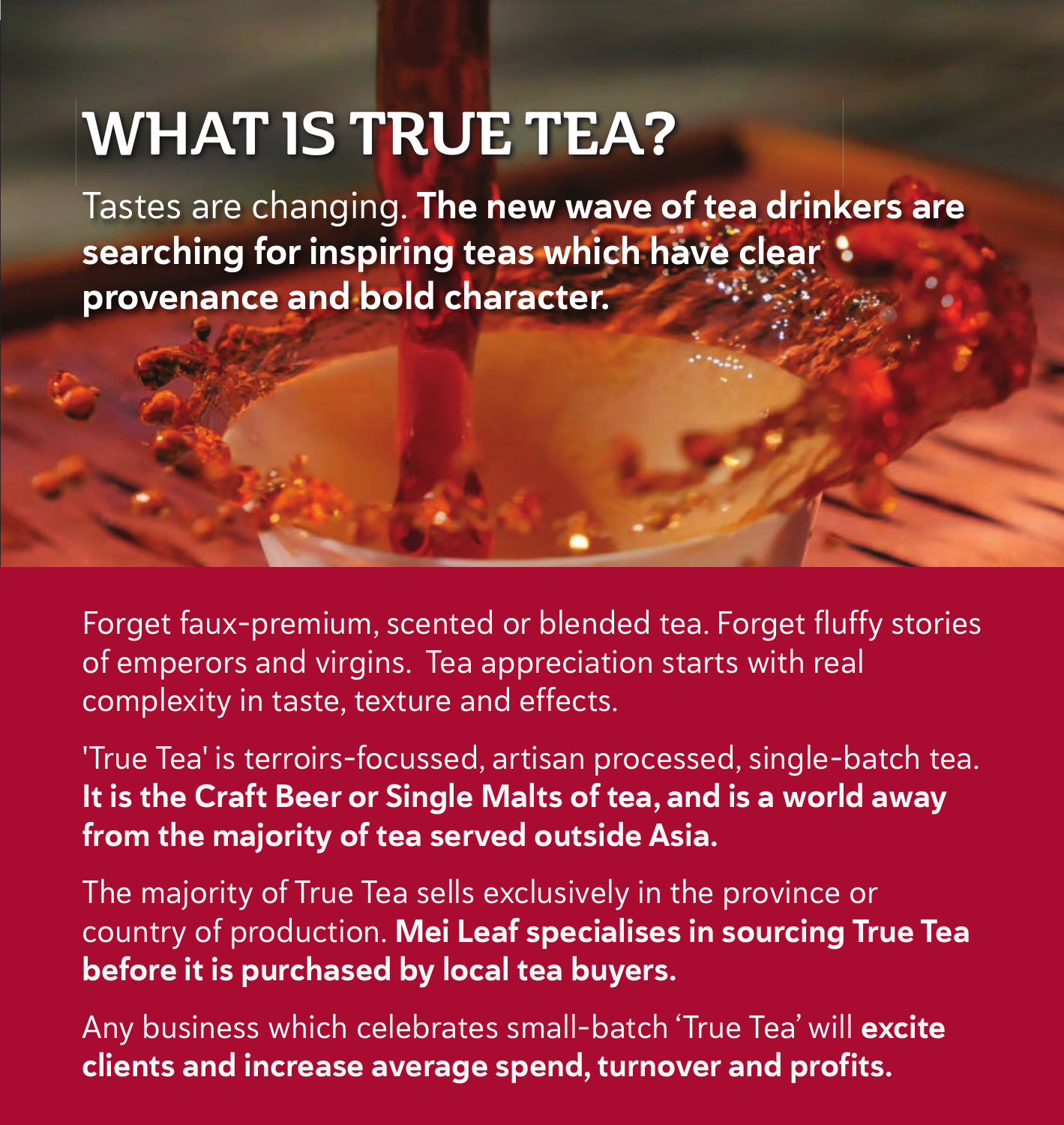# WHAT IS TRUE TEA?

Tastes are changing. **The new wave of tea drinkers are searching for inspiring teas which have clear provenance and bold character.**

Forget faux-premium, scented or blended tea. Forget fluffy stories of emperors and virgins.  Tea appreciation starts with real complexity in taste, texture and effects.

'True Tea' is terroirs-focussed, artisan processed, single-batch tea. **It is the Craft Beer or Single Malts of tea, and is a world away from the majority of tea served outside Asia.**

The majority of True Tea sells exclusively in the province or country of production. **Mei Leaf specialises in sourcing True Tea before it is purchased by local tea buyers.**

Any business which celebrates small-batch 'True Tea' will **excite clients and increase average spend, turnover and profits.**